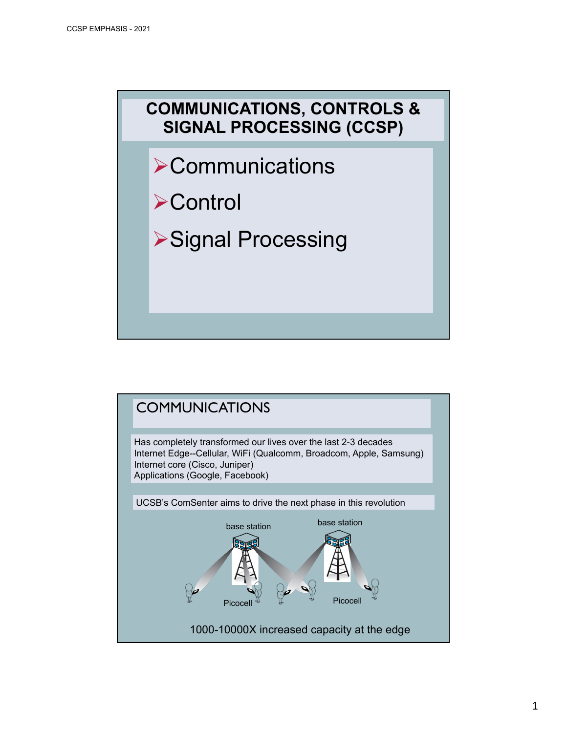# COMMUNICATIONS, CONTROLS & SIGNAL PROCESSING (CCSP)

- Communications
- Control
- Signal Processing

## COMMUNICATIONS

Has completely transformed our lives over the last 2-3 decades
Internet Edge--Cellular, WiFi (Qualcomm, Broadcom, Apple, Samsung)
Internet core (Cisco, Juniper)
Applications (Google, Facebook)

UCSB's ComSenter aims to drive the next phase in this revolution

base station

base station

Picocell

Picocell

1000-10000X increased capacity at the edge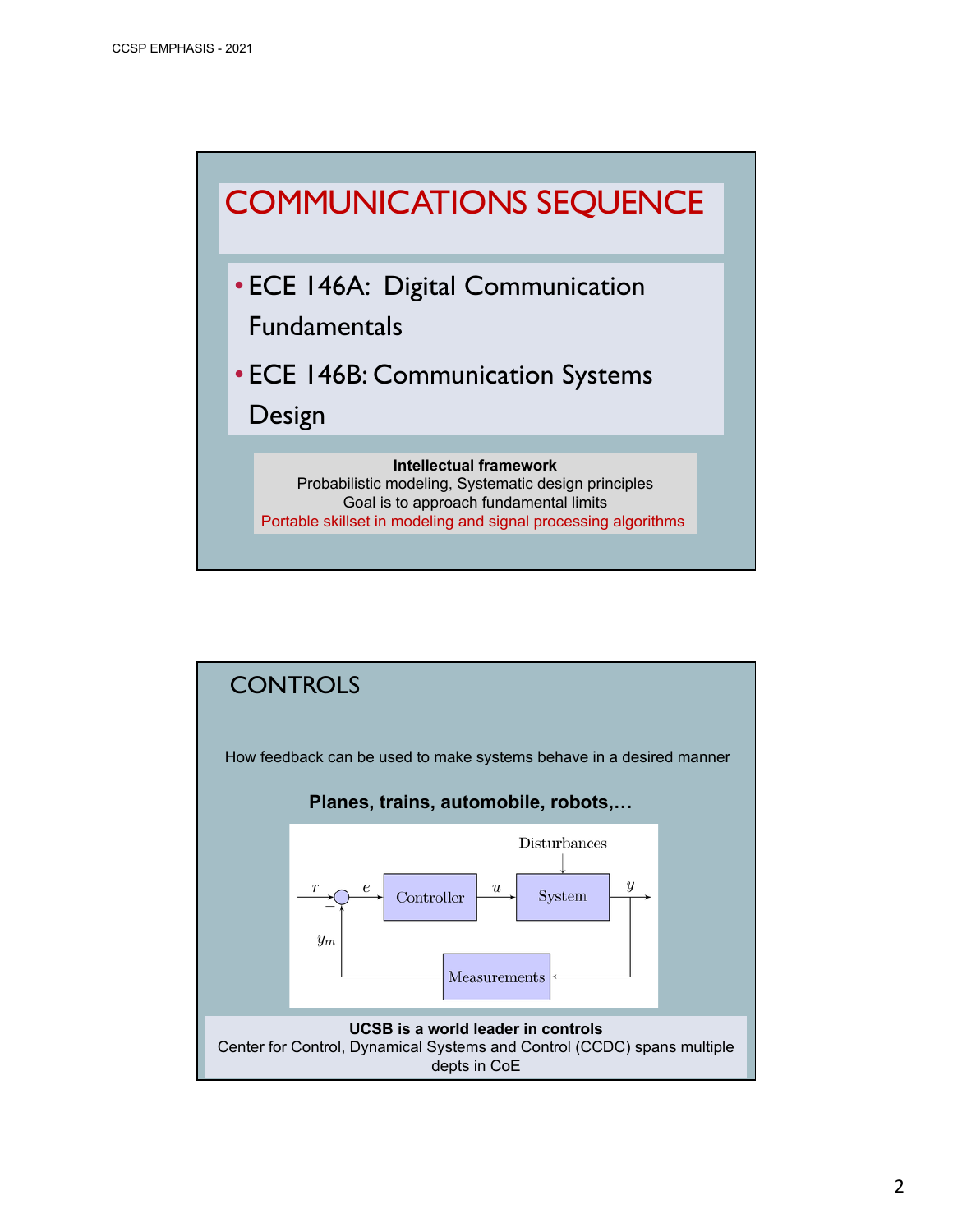## COMMUNICATIONS SEQUENCE

- ECE 146A: Digital Communication Fundamentals
- ECE 146B: Communication Systems Design

**Intellectual framework**
Probabilistic modeling, Systematic design principles
Goal is to approach fundamental limits
Portable skillset in modeling and signal processing algorithms

## CONTROLS

How feedback can be used to make systems behave in a desired manner

**Planes, trains, automobile, robots,…**

Disturbances

$r$ → $e$ → Controller → $u$ → System → $y$

$-$ $y_m$ ← Measurements

**UCSB is a world leader in controls**
Center for Control, Dynamical Systems and Control (CCDC) spans multiple depts in CoE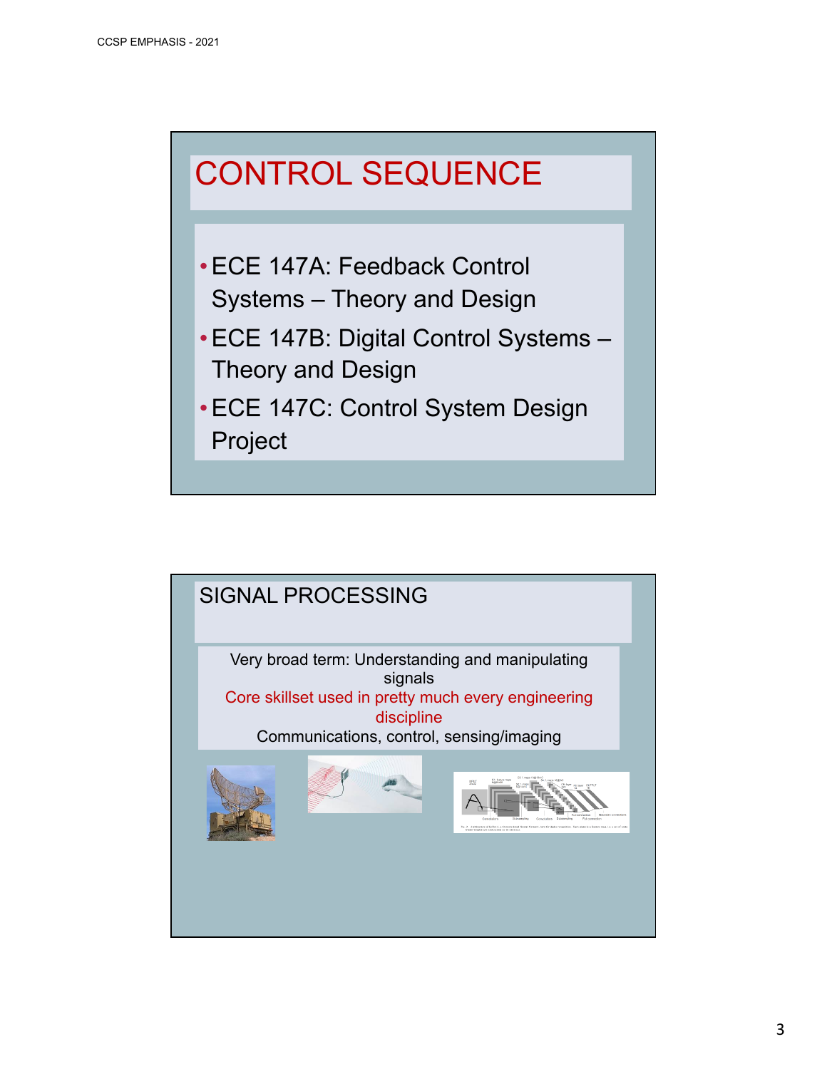## CONTROL SEQUENCE

- ECE 147A: Feedback Control Systems – Theory and Design
- ECE 147B: Digital Control Systems – Theory and Design
- ECE 147C: Control System Design Project

## SIGNAL PROCESSING

Very broad term: Understanding and manipulating signals

Core skillset used in pretty much every engineering discipline

Communications, control, sensing/imaging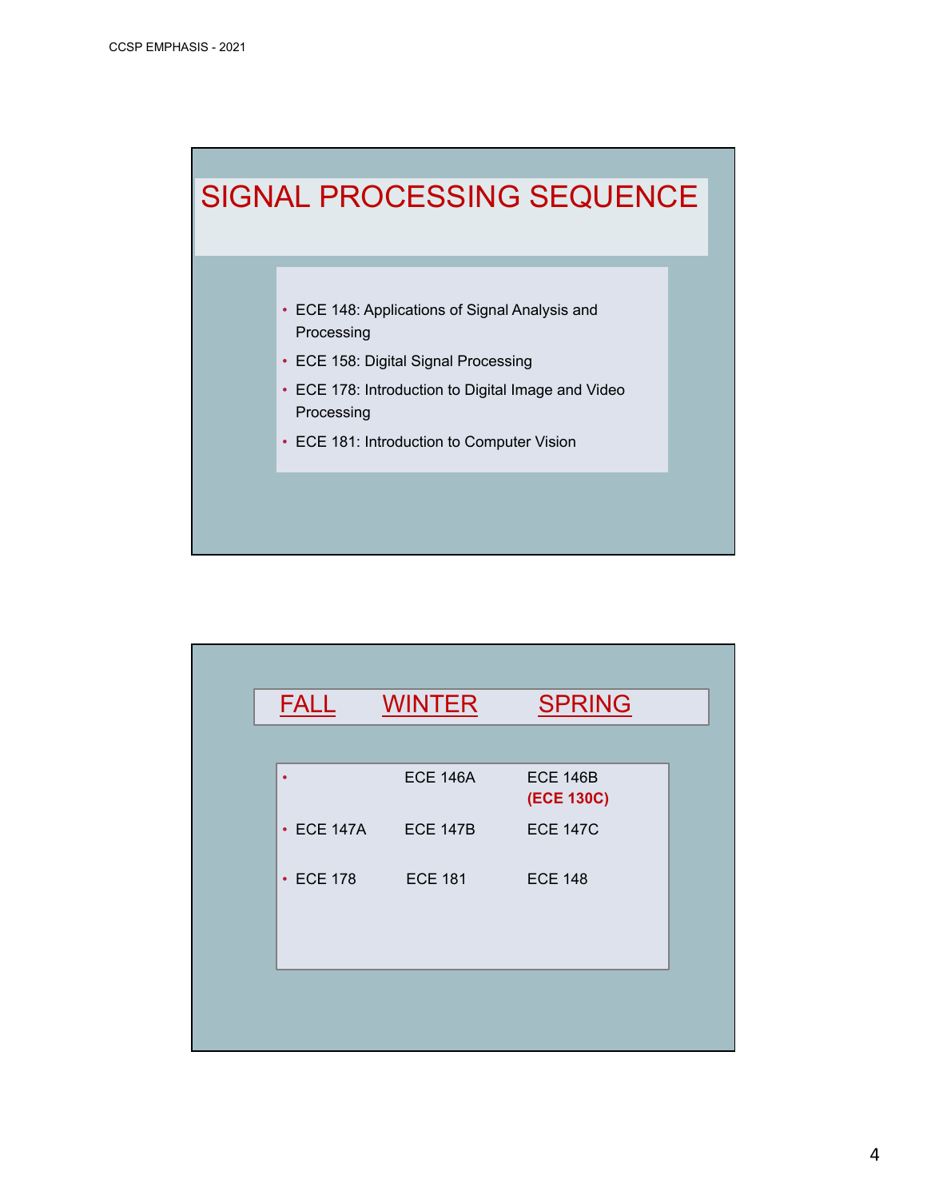# SIGNAL PROCESSING SEQUENCE

- ECE 148: Applications of Signal Analysis and Processing
- ECE 158: Digital Signal Processing
- ECE 178: Introduction to Digital Image and Video Processing
- ECE 181: Introduction to Computer Vision

| FALL | WINTER | SPRING |
| --- | --- | --- |
| | ECE 146A | ECE 146B **(ECE 130C)** |
| ECE 147A | ECE 147B | ECE 147C |
| ECE 178 | ECE 181 | ECE 148 |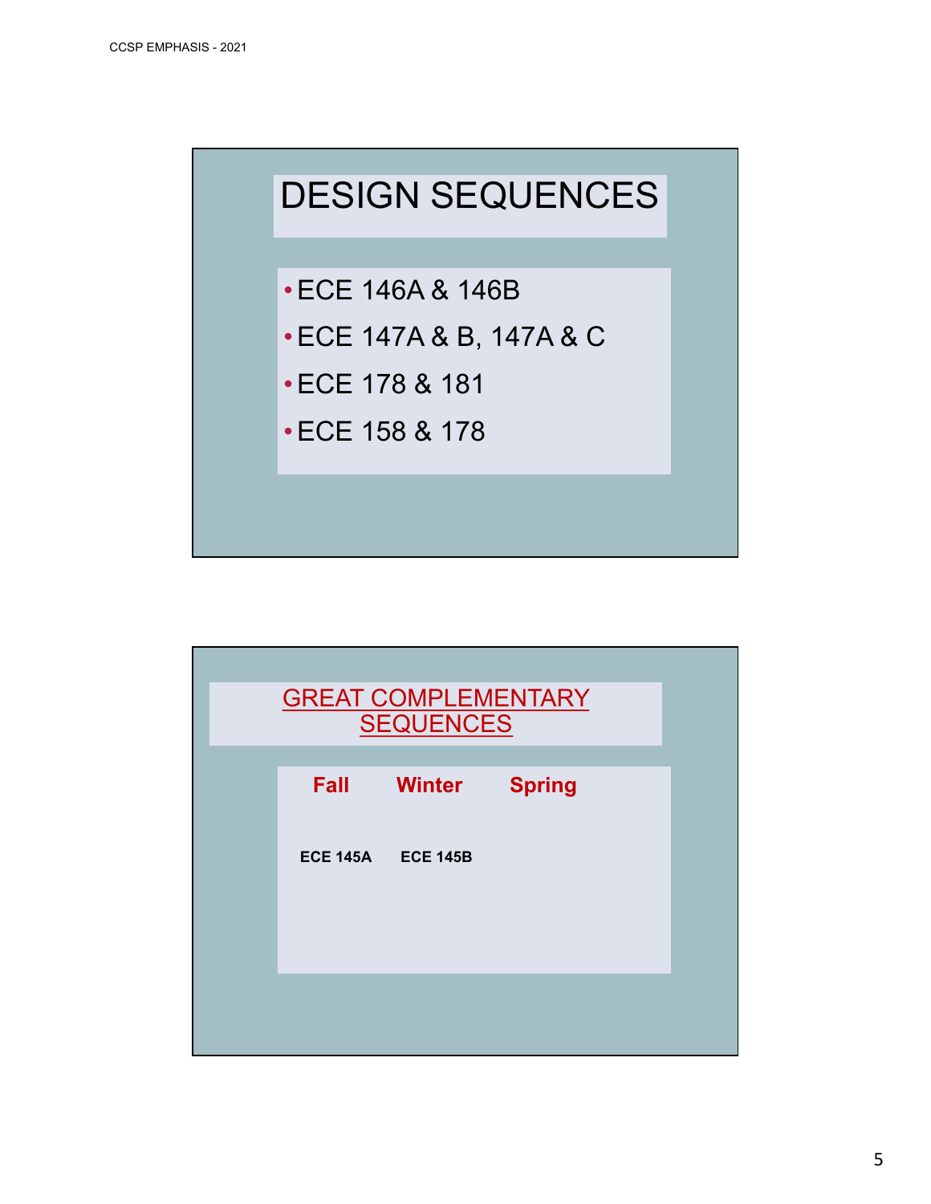# DESIGN SEQUENCES

- ECE 146A & 146B
- ECE 147A & B, 147A & C
- ECE 178 & 181
- ECE 158 & 178

## GREAT COMPLEMENTARY SEQUENCES

| Fall | Winter | Spring |
|---|---|---|
| ECE 145A | ECE 145B | |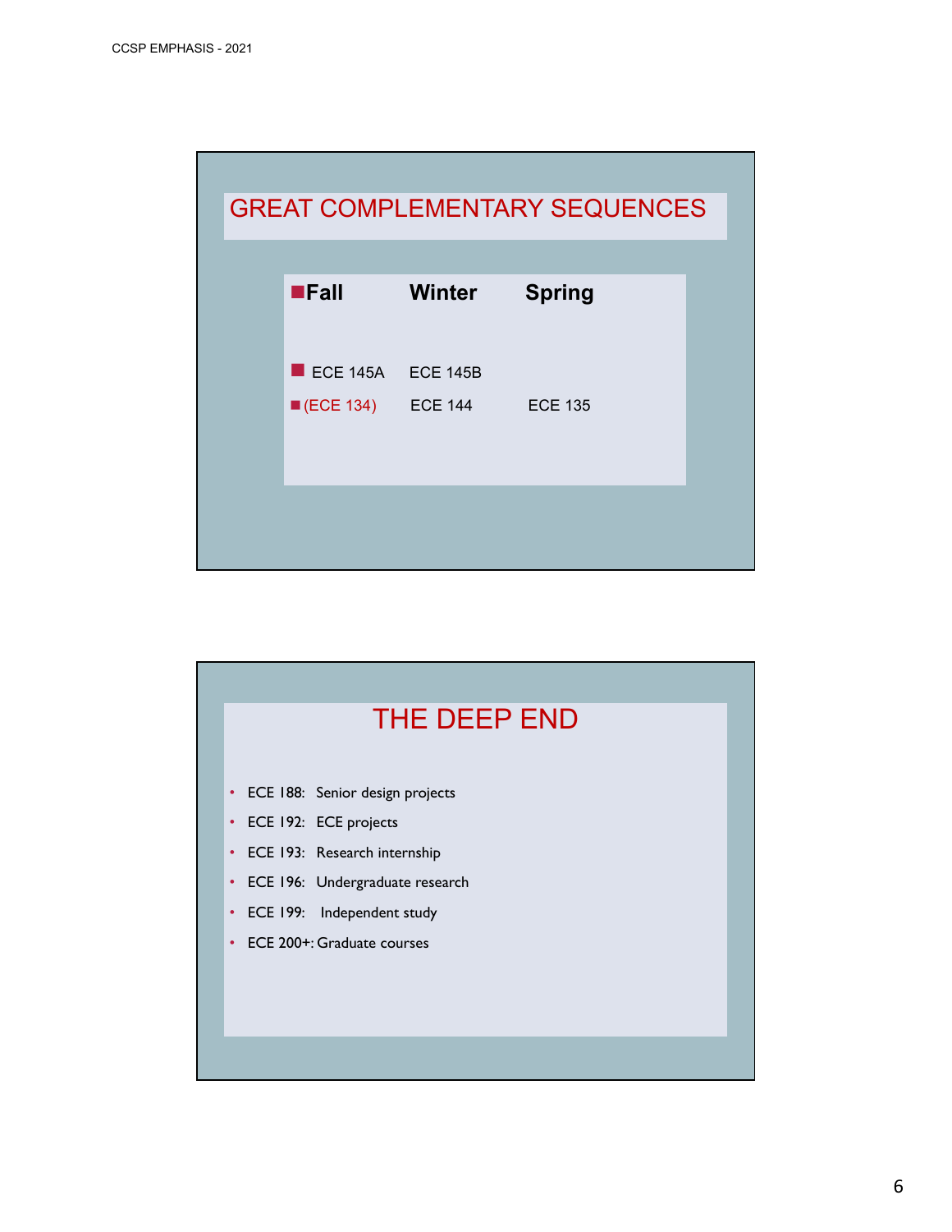## GREAT COMPLEMENTARY SEQUENCES

| Fall | Winter | Spring |
| --- | --- | --- |
| ECE 145A | ECE 145B | |
| (ECE 134) | ECE 144 | ECE 135 |

## THE DEEP END

- ECE 188: Senior design projects
- ECE 192: ECE projects
- ECE 193: Research internship
- ECE 196: Undergraduate research
- ECE 199: Independent study
- ECE 200+: Graduate courses